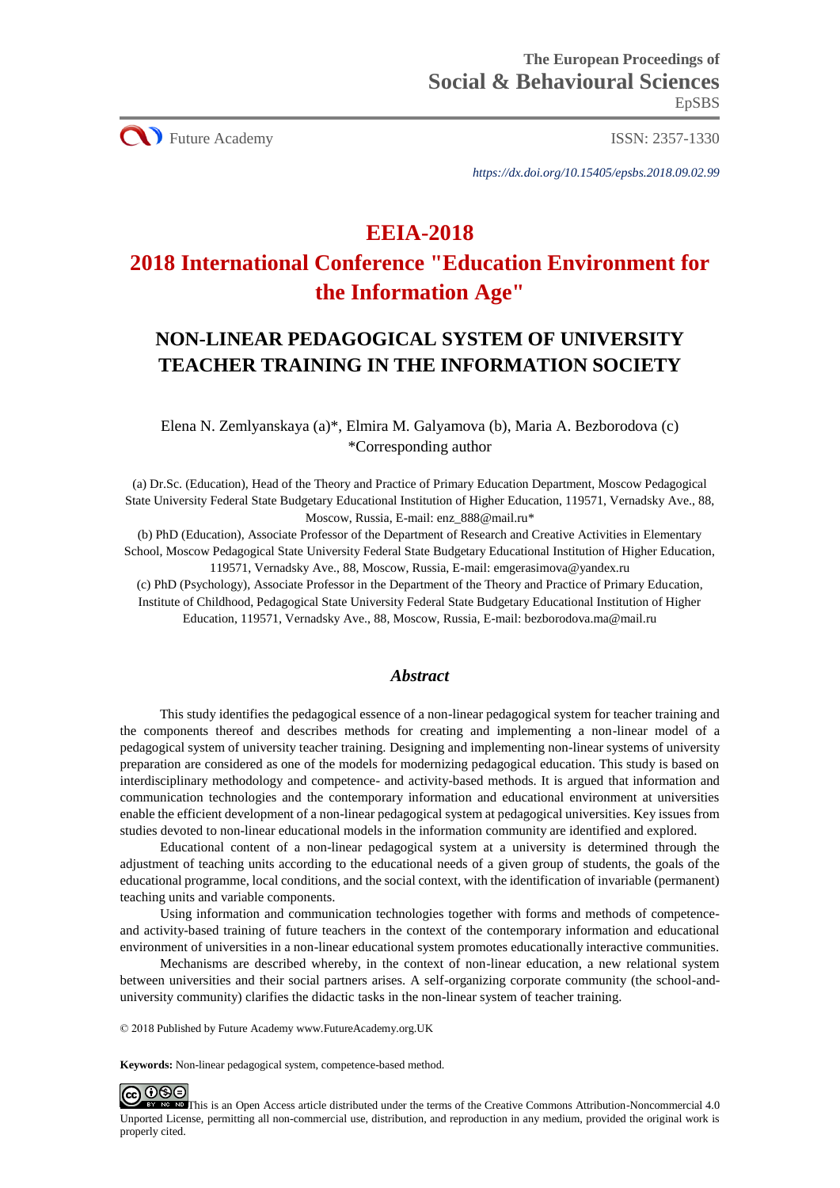The European Proceedings of
Social & Behavioural Sciences
EpSBS

Future Academy ISSN: 2357-1330

*https://dx.doi.org/10.15405/epsbs.2018.09.02.99*

# EEIA-2018
# 2018 International Conference "Education Environment for the Information Age"

## NON-LINEAR PEDAGOGICAL SYSTEM OF UNIVERSITY TEACHER TRAINING IN THE INFORMATION SOCIETY

Elena N. Zemlyanskaya (a)*, Elmira M. Galyamova (b), Maria A. Bezborodova (c)
*Corresponding author

(a) Dr.Sc. (Education), Head of the Theory and Practice of Primary Education Department, Moscow Pedagogical State University Federal State Budgetary Educational Institution of Higher Education, 119571, Vernadsky Ave., 88, Moscow, Russia, E-mail: enz_888@mail.ru*

(b) PhD (Education), Associate Professor of the Department of Research and Creative Activities in Elementary School, Moscow Pedagogical State University Federal State Budgetary Educational Institution of Higher Education, 119571, Vernadsky Ave., 88, Moscow, Russia, E-mail: emgerasimova@yandex.ru

(c) PhD (Psychology), Associate Professor in the Department of the Theory and Practice of Primary Education, Institute of Childhood, Pedagogical State University Federal State Budgetary Educational Institution of Higher Education, 119571, Vernadsky Ave., 88, Moscow, Russia, E-mail: bezborodova.ma@mail.ru

### *Abstract*

This study identifies the pedagogical essence of a non-linear pedagogical system for teacher training and the components thereof and describes methods for creating and implementing a non-linear model of a pedagogical system of university teacher training. Designing and implementing non-linear systems of university preparation are considered as one of the models for modernizing pedagogical education. This study is based on interdisciplinary methodology and competence- and activity-based methods. It is argued that information and communication technologies and the contemporary information and educational environment at universities enable the efficient development of a non-linear pedagogical system at pedagogical universities. Key issues from studies devoted to non-linear educational models in the information community are identified and explored.

Educational content of a non-linear pedagogical system at a university is determined through the adjustment of teaching units according to the educational needs of a given group of students, the goals of the educational programme, local conditions, and the social context, with the identification of invariable (permanent) teaching units and variable components.

Using information and communication technologies together with forms and methods of competence- and activity-based training of future teachers in the context of the contemporary information and educational environment of universities in a non-linear educational system promotes educationally interactive communities.

Mechanisms are described whereby, in the context of non-linear education, a new relational system between universities and their social partners arises. A self-organizing corporate community (the school-and-university community) clarifies the didactic tasks in the non-linear system of teacher training.

© 2018 Published by Future Academy www.FutureAcademy.org.UK

**Keywords:** Non-linear pedagogical system, competence-based method.

This is an Open Access article distributed under the terms of the Creative Commons Attribution-Noncommercial 4.0 Unported License, permitting all non-commercial use, distribution, and reproduction in any medium, provided the original work is properly cited.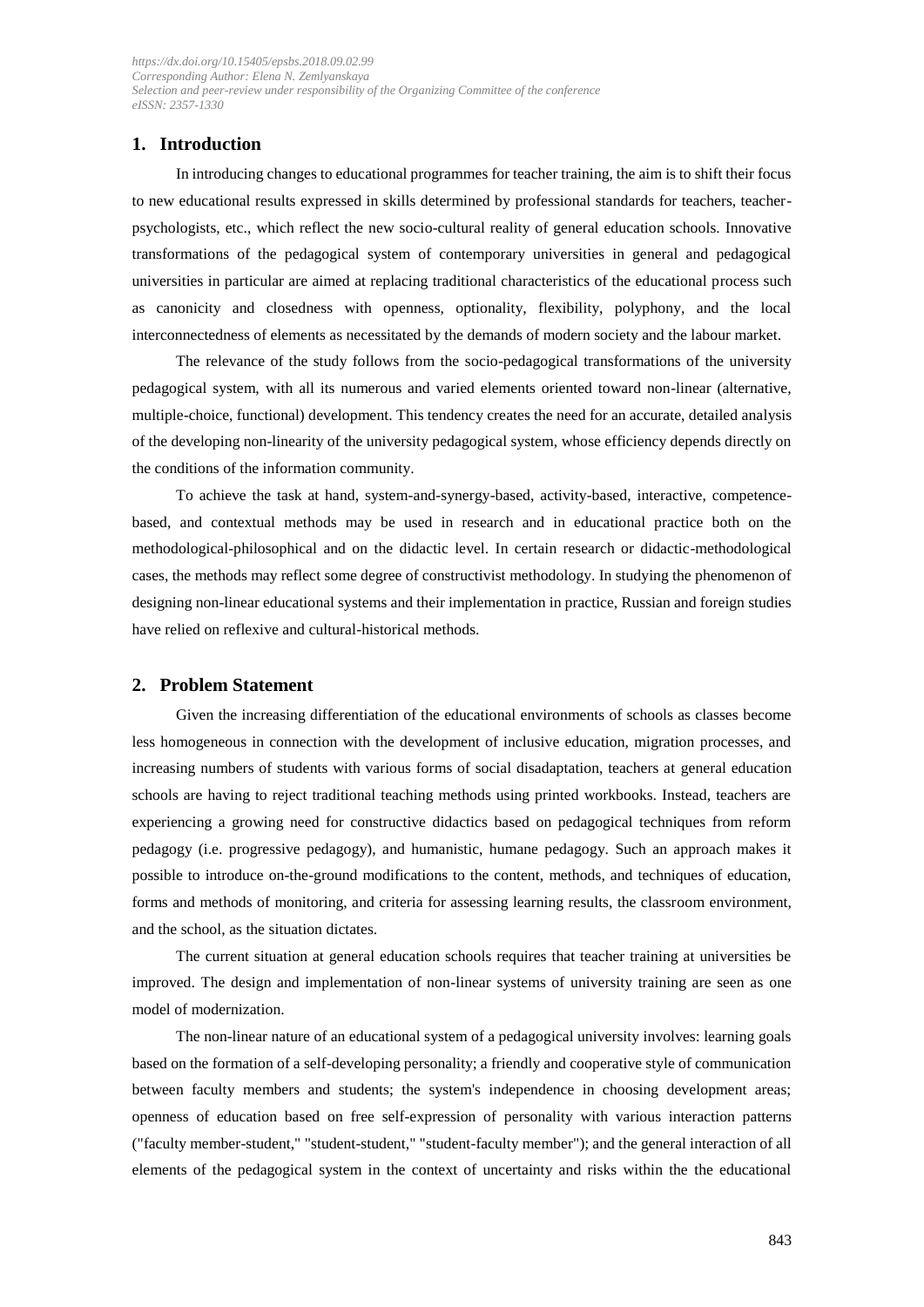## 1. Introduction

In introducing changes to educational programmes for teacher training, the aim is to shift their focus to new educational results expressed in skills determined by professional standards for teachers, teacher-psychologists, etc., which reflect the new socio-cultural reality of general education schools. Innovative transformations of the pedagogical system of contemporary universities in general and pedagogical universities in particular are aimed at replacing traditional characteristics of the educational process such as canonicity and closedness with openness, optionality, flexibility, polyphony, and the local interconnectedness of elements as necessitated by the demands of modern society and the labour market.

The relevance of the study follows from the socio-pedagogical transformations of the university pedagogical system, with all its numerous and varied elements oriented toward non-linear (alternative, multiple-choice, functional) development. This tendency creates the need for an accurate, detailed analysis of the developing non-linearity of the university pedagogical system, whose efficiency depends directly on the conditions of the information community.

To achieve the task at hand, system-and-synergy-based, activity-based, interactive, competence-based, and contextual methods may be used in research and in educational practice both on the methodological-philosophical and on the didactic level. In certain research or didactic-methodological cases, the methods may reflect some degree of constructivist methodology. In studying the phenomenon of designing non-linear educational systems and their implementation in practice, Russian and foreign studies have relied on reflexive and cultural-historical methods.

## 2. Problem Statement

Given the increasing differentiation of the educational environments of schools as classes become less homogeneous in connection with the development of inclusive education, migration processes, and increasing numbers of students with various forms of social disadaptation, teachers at general education schools are having to reject traditional teaching methods using printed workbooks. Instead, teachers are experiencing a growing need for constructive didactics based on pedagogical techniques from reform pedagogy (i.e. progressive pedagogy), and humanistic, humane pedagogy. Such an approach makes it possible to introduce on-the-ground modifications to the content, methods, and techniques of education, forms and methods of monitoring, and criteria for assessing learning results, the classroom environment, and the school, as the situation dictates.

The current situation at general education schools requires that teacher training at universities be improved. The design and implementation of non-linear systems of university training are seen as one model of modernization.

The non-linear nature of an educational system of a pedagogical university involves: learning goals based on the formation of a self-developing personality; a friendly and cooperative style of communication between faculty members and students; the system's independence in choosing development areas; openness of education based on free self-expression of personality with various interaction patterns ("faculty member-student," "student-student," "student-faculty member"); and the general interaction of all elements of the pedagogical system in the context of uncertainty and risks within the the educational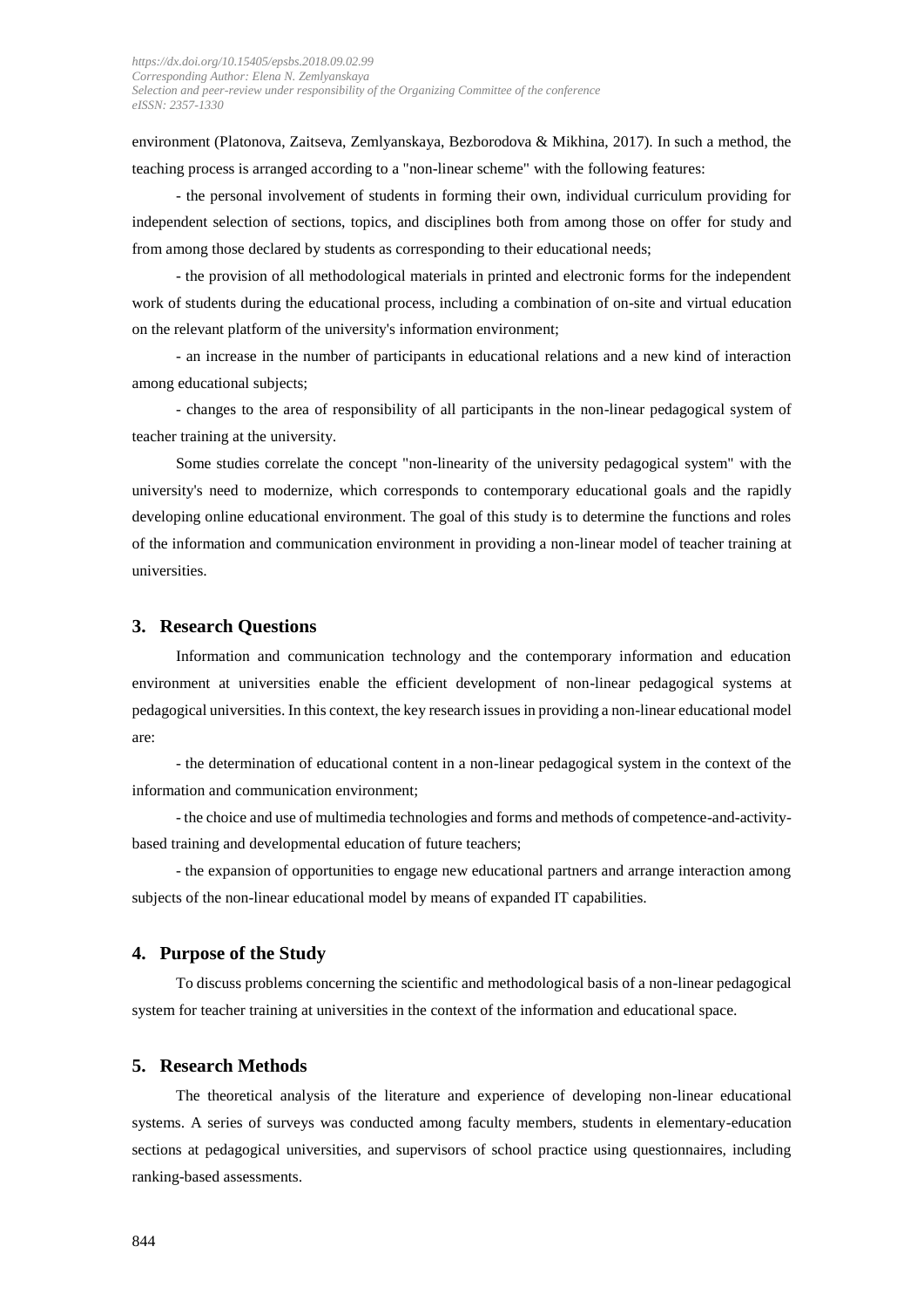environment (Platonova, Zaitseva, Zemlyanskaya, Bezborodova & Mikhina, 2017). In such a method, the teaching process is arranged according to a "non-linear scheme" with the following features:

- the personal involvement of students in forming their own, individual curriculum providing for independent selection of sections, topics, and disciplines both from among those on offer for study and from among those declared by students as corresponding to their educational needs;

- the provision of all methodological materials in printed and electronic forms for the independent work of students during the educational process, including a combination of on-site and virtual education on the relevant platform of the university's information environment;

- an increase in the number of participants in educational relations and a new kind of interaction among educational subjects;

- changes to the area of responsibility of all participants in the non-linear pedagogical system of teacher training at the university.

Some studies correlate the concept "non-linearity of the university pedagogical system" with the university's need to modernize, which corresponds to contemporary educational goals and the rapidly developing online educational environment. The goal of this study is to determine the functions and roles of the information and communication environment in providing a non-linear model of teacher training at universities.

## 3. Research Questions

Information and communication technology and the contemporary information and education environment at universities enable the efficient development of non-linear pedagogical systems at pedagogical universities. In this context, the key research issues in providing a non-linear educational model are:

- the determination of educational content in a non-linear pedagogical system in the context of the information and communication environment;

- the choice and use of multimedia technologies and forms and methods of competence-and-activity-based training and developmental education of future teachers;

- the expansion of opportunities to engage new educational partners and arrange interaction among subjects of the non-linear educational model by means of expanded IT capabilities.

## 4. Purpose of the Study

To discuss problems concerning the scientific and methodological basis of a non-linear pedagogical system for teacher training at universities in the context of the information and educational space.

## 5. Research Methods

The theoretical analysis of the literature and experience of developing non-linear educational systems. A series of surveys was conducted among faculty members, students in elementary-education sections at pedagogical universities, and supervisors of school practice using questionnaires, including ranking-based assessments.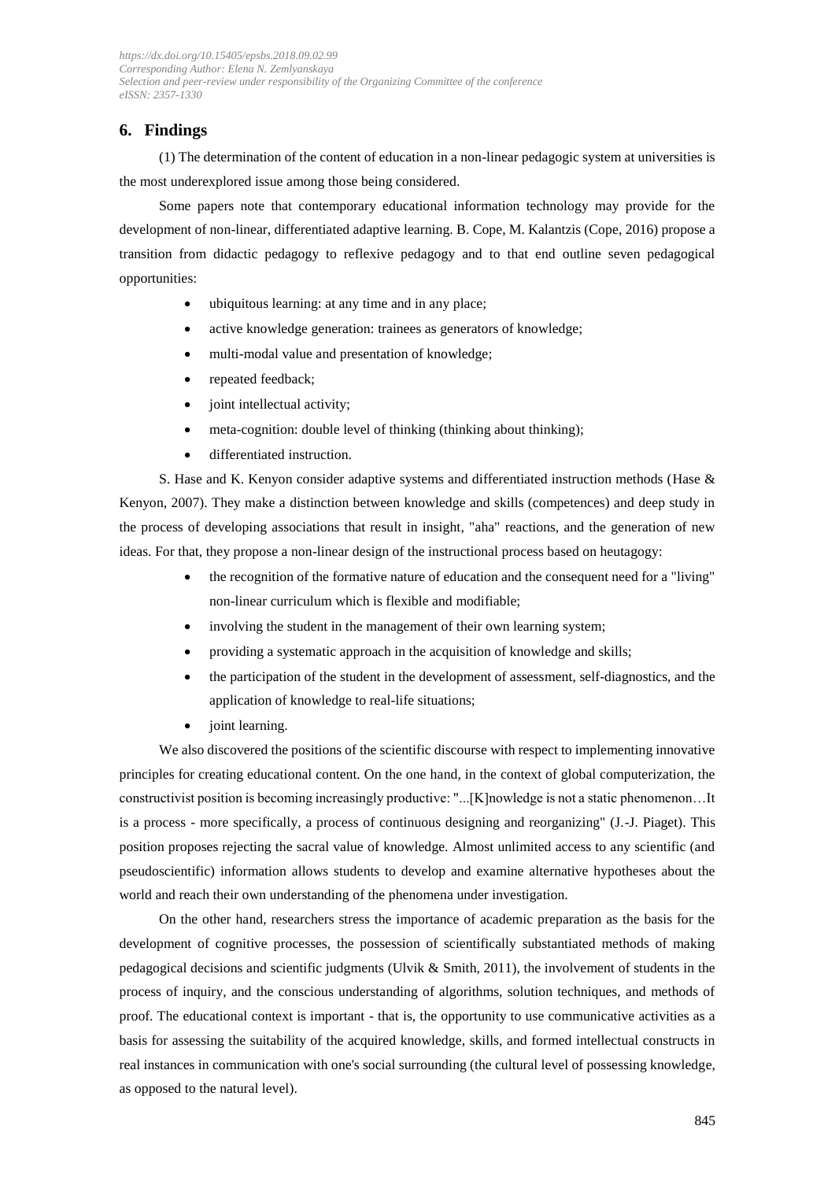## 6. Findings

(1) The determination of the content of education in a non-linear pedagogic system at universities is the most underexplored issue among those being considered.

Some papers note that contemporary educational information technology may provide for the development of non-linear, differentiated adaptive learning. B. Cope, M. Kalantzis (Cope, 2016) propose a transition from didactic pedagogy to reflexive pedagogy and to that end outline seven pedagogical opportunities:

- ubiquitous learning: at any time and in any place;
- active knowledge generation: trainees as generators of knowledge;
- multi-modal value and presentation of knowledge;
- repeated feedback;
- joint intellectual activity;
- meta-cognition: double level of thinking (thinking about thinking);
- differentiated instruction.

S. Hase and K. Kenyon consider adaptive systems and differentiated instruction methods (Hase & Kenyon, 2007). They make a distinction between knowledge and skills (competences) and deep study in the process of developing associations that result in insight, "aha" reactions, and the generation of new ideas. For that, they propose a non-linear design of the instructional process based on heutagogy:

- the recognition of the formative nature of education and the consequent need for a "living" non-linear curriculum which is flexible and modifiable;
- involving the student in the management of their own learning system;
- providing a systematic approach in the acquisition of knowledge and skills;
- the participation of the student in the development of assessment, self-diagnostics, and the application of knowledge to real-life situations;
- joint learning.

We also discovered the positions of the scientific discourse with respect to implementing innovative principles for creating educational content. On the one hand, in the context of global computerization, the constructivist position is becoming increasingly productive: "...[K]nowledge is not a static phenomenon…It is a process - more specifically, a process of continuous designing and reorganizing" (J.-J. Piaget). This position proposes rejecting the sacral value of knowledge. Almost unlimited access to any scientific (and pseudoscientific) information allows students to develop and examine alternative hypotheses about the world and reach their own understanding of the phenomena under investigation.

On the other hand, researchers stress the importance of academic preparation as the basis for the development of cognitive processes, the possession of scientifically substantiated methods of making pedagogical decisions and scientific judgments (Ulvik & Smith, 2011), the involvement of students in the process of inquiry, and the conscious understanding of algorithms, solution techniques, and methods of proof. The educational context is important - that is, the opportunity to use communicative activities as a basis for assessing the suitability of the acquired knowledge, skills, and formed intellectual constructs in real instances in communication with one's social surrounding (the cultural level of possessing knowledge, as opposed to the natural level).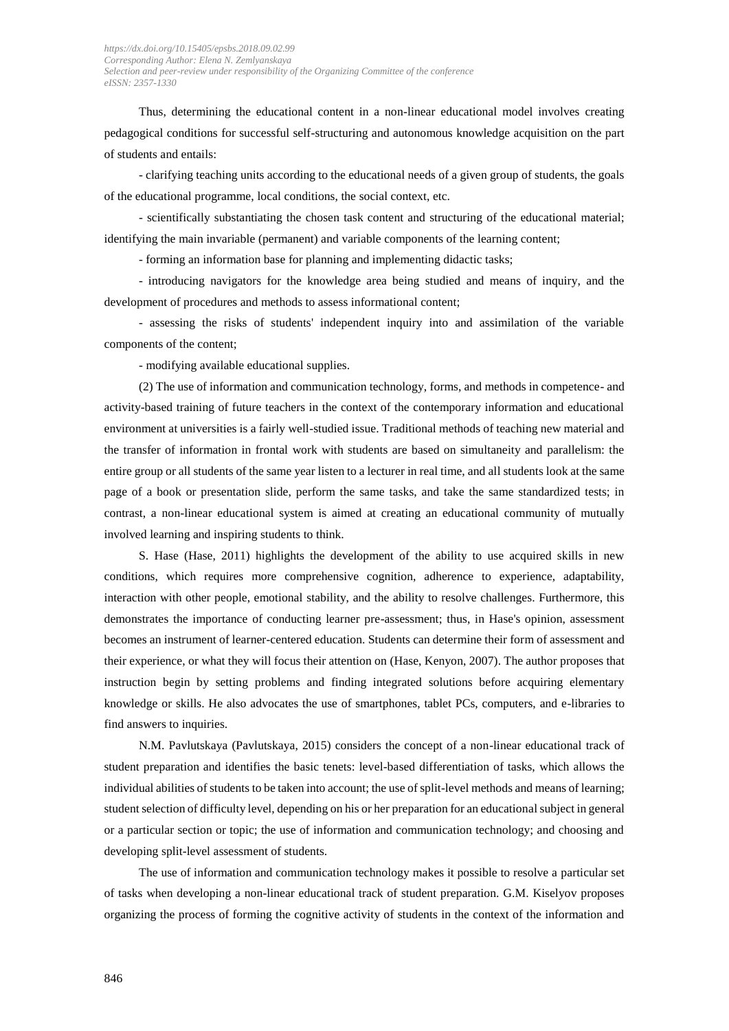Thus, determining the educational content in a non-linear educational model involves creating pedagogical conditions for successful self-structuring and autonomous knowledge acquisition on the part of students and entails:

- clarifying teaching units according to the educational needs of a given group of students, the goals of the educational programme, local conditions, the social context, etc.

- scientifically substantiating the chosen task content and structuring of the educational material; identifying the main invariable (permanent) and variable components of the learning content;

- forming an information base for planning and implementing didactic tasks;

- introducing navigators for the knowledge area being studied and means of inquiry, and the development of procedures and methods to assess informational content;

- assessing the risks of students' independent inquiry into and assimilation of the variable components of the content;

- modifying available educational supplies.

(2) The use of information and communication technology, forms, and methods in competence- and activity-based training of future teachers in the context of the contemporary information and educational environment at universities is a fairly well-studied issue. Traditional methods of teaching new material and the transfer of information in frontal work with students are based on simultaneity and parallelism: the entire group or all students of the same year listen to a lecturer in real time, and all students look at the same page of a book or presentation slide, perform the same tasks, and take the same standardized tests; in contrast, a non-linear educational system is aimed at creating an educational community of mutually involved learning and inspiring students to think.

S. Hase (Hase, 2011) highlights the development of the ability to use acquired skills in new conditions, which requires more comprehensive cognition, adherence to experience, adaptability, interaction with other people, emotional stability, and the ability to resolve challenges. Furthermore, this demonstrates the importance of conducting learner pre-assessment; thus, in Hase's opinion, assessment becomes an instrument of learner-centered education. Students can determine their form of assessment and their experience, or what they will focus their attention on (Hase, Kenyon, 2007). The author proposes that instruction begin by setting problems and finding integrated solutions before acquiring elementary knowledge or skills. He also advocates the use of smartphones, tablet PCs, computers, and e-libraries to find answers to inquiries.

N.M. Pavlutskaya (Pavlutskaya, 2015) considers the concept of a non-linear educational track of student preparation and identifies the basic tenets: level-based differentiation of tasks, which allows the individual abilities of students to be taken into account; the use of split-level methods and means of learning; student selection of difficulty level, depending on his or her preparation for an educational subject in general or a particular section or topic; the use of information and communication technology; and choosing and developing split-level assessment of students.

The use of information and communication technology makes it possible to resolve a particular set of tasks when developing a non-linear educational track of student preparation. G.M. Kiselyov proposes organizing the process of forming the cognitive activity of students in the context of the information and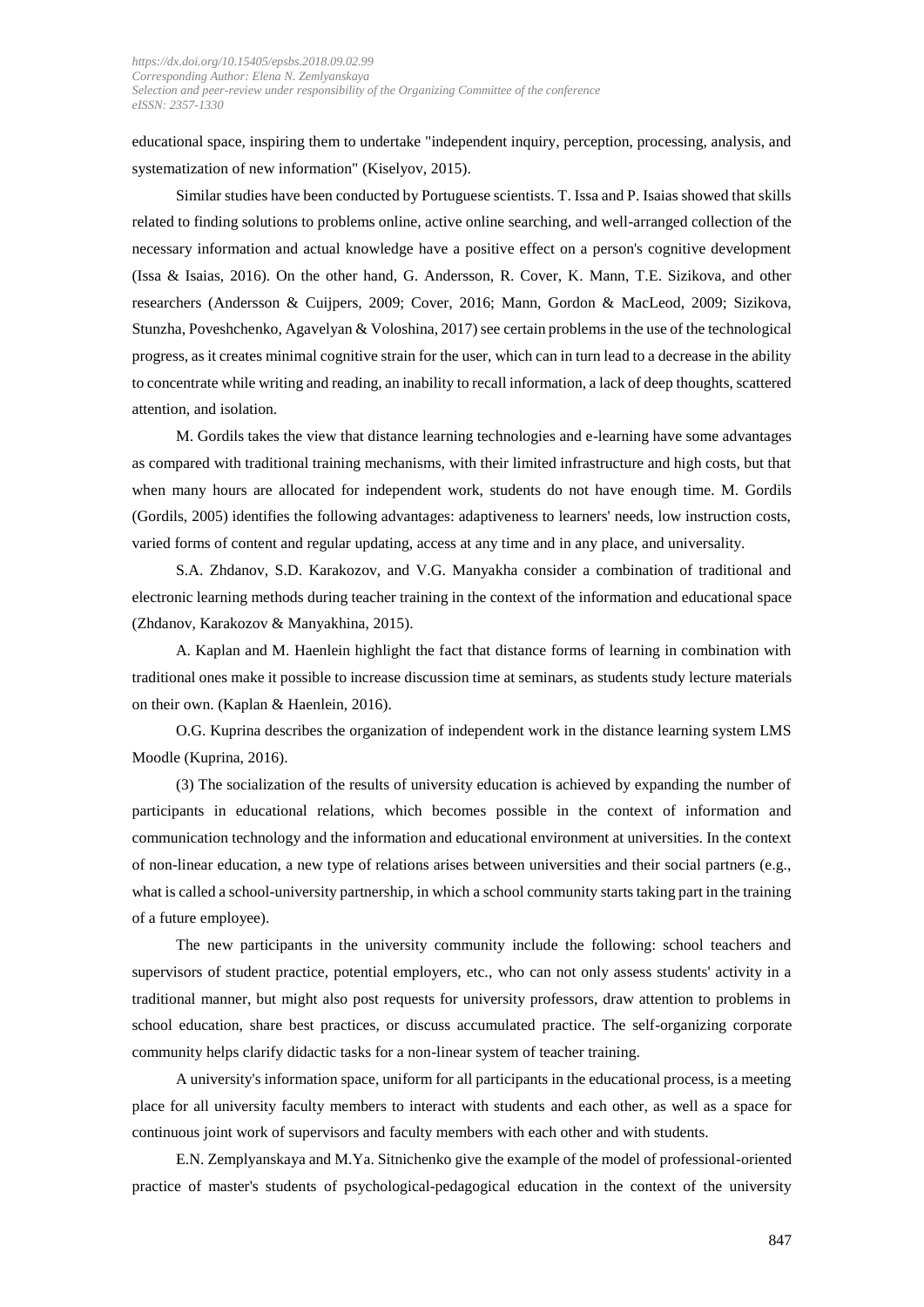educational space, inspiring them to undertake "independent inquiry, perception, processing, analysis, and systematization of new information" (Kiselyov, 2015).

Similar studies have been conducted by Portuguese scientists. T. Issa and P. Isaias showed that skills related to finding solutions to problems online, active online searching, and well-arranged collection of the necessary information and actual knowledge have a positive effect on a person's cognitive development (Issa & Isaias, 2016). On the other hand, G. Andersson, R. Cover, K. Mann, T.E. Sizikova, and other researchers (Andersson & Cuijpers, 2009; Cover, 2016; Mann, Gordon & MacLeod, 2009; Sizikova, Stunzha, Poveshchenko, Agavelyan & Voloshina, 2017) see certain problems in the use of the technological progress, as it creates minimal cognitive strain for the user, which can in turn lead to a decrease in the ability to concentrate while writing and reading, an inability to recall information, a lack of deep thoughts, scattered attention, and isolation.

M. Gordils takes the view that distance learning technologies and e-learning have some advantages as compared with traditional training mechanisms, with their limited infrastructure and high costs, but that when many hours are allocated for independent work, students do not have enough time. M. Gordils (Gordils, 2005) identifies the following advantages: adaptiveness to learners' needs, low instruction costs, varied forms of content and regular updating, access at any time and in any place, and universality.

S.A. Zhdanov, S.D. Karakozov, and V.G. Manyakha consider a combination of traditional and electronic learning methods during teacher training in the context of the information and educational space (Zhdanov, Karakozov & Manyakhina, 2015).

A. Kaplan and M. Haenlein highlight the fact that distance forms of learning in combination with traditional ones make it possible to increase discussion time at seminars, as students study lecture materials on their own. (Kaplan & Haenlein, 2016).

O.G. Kuprina describes the organization of independent work in the distance learning system LMS Moodle (Kuprina, 2016).

(3) The socialization of the results of university education is achieved by expanding the number of participants in educational relations, which becomes possible in the context of information and communication technology and the information and educational environment at universities. In the context of non-linear education, a new type of relations arises between universities and their social partners (e.g., what is called a school-university partnership, in which a school community starts taking part in the training of a future employee).

The new participants in the university community include the following: school teachers and supervisors of student practice, potential employers, etc., who can not only assess students' activity in a traditional manner, but might also post requests for university professors, draw attention to problems in school education, share best practices, or discuss accumulated practice. The self-organizing corporate community helps clarify didactic tasks for a non-linear system of teacher training.

A university's information space, uniform for all participants in the educational process, is a meeting place for all university faculty members to interact with students and each other, as well as a space for continuous joint work of supervisors and faculty members with each other and with students.

E.N. Zemplyanskaya and M.Ya. Sitnichenko give the example of the model of professional-oriented practice of master's students of psychological-pedagogical education in the context of the university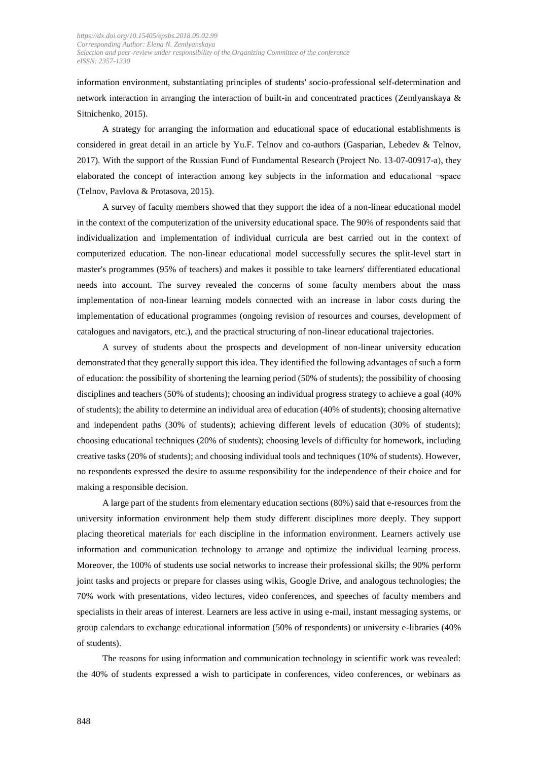information environment, substantiating principles of students' socio-professional self-determination and network interaction in arranging the interaction of built-in and concentrated practices (Zemlyanskaya & Sitnichenko, 2015).

A strategy for arranging the information and educational space of educational establishments is considered in great detail in an article by Yu.F. Telnov and co-authors (Gasparian, Lebedev & Telnov, 2017). With the support of the Russian Fund of Fundamental Research (Project No. 13-07-00917-a), they elaborated the concept of interaction among key subjects in the information and educational ¬space (Telnov, Pavlova & Protasova, 2015).

A survey of faculty members showed that they support the idea of a non-linear educational model in the context of the computerization of the university educational space. The 90% of respondents said that individualization and implementation of individual curricula are best carried out in the context of computerized education. The non-linear educational model successfully secures the split-level start in master's programmes (95% of teachers) and makes it possible to take learners' differentiated educational needs into account. The survey revealed the concerns of some faculty members about the mass implementation of non-linear learning models connected with an increase in labor costs during the implementation of educational programmes (ongoing revision of resources and courses, development of catalogues and navigators, etc.), and the practical structuring of non-linear educational trajectories.

A survey of students about the prospects and development of non-linear university education demonstrated that they generally support this idea. They identified the following advantages of such a form of education: the possibility of shortening the learning period (50% of students); the possibility of choosing disciplines and teachers (50% of students); choosing an individual progress strategy to achieve a goal (40% of students); the ability to determine an individual area of education (40% of students); choosing alternative and independent paths (30% of students); achieving different levels of education (30% of students); choosing educational techniques (20% of students); choosing levels of difficulty for homework, including creative tasks (20% of students); and choosing individual tools and techniques (10% of students). However, no respondents expressed the desire to assume responsibility for the independence of their choice and for making a responsible decision.

A large part of the students from elementary education sections (80%) said that e-resources from the university information environment help them study different disciplines more deeply. They support placing theoretical materials for each discipline in the information environment. Learners actively use information and communication technology to arrange and optimize the individual learning process. Moreover, the 100% of students use social networks to increase their professional skills; the 90% perform joint tasks and projects or prepare for classes using wikis, Google Drive, and analogous technologies; the 70% work with presentations, video lectures, video conferences, and speeches of faculty members and specialists in their areas of interest. Learners are less active in using e-mail, instant messaging systems, or group calendars to exchange educational information (50% of respondents) or university e-libraries (40% of students).

The reasons for using information and communication technology in scientific work was revealed: the 40% of students expressed a wish to participate in conferences, video conferences, or webinars as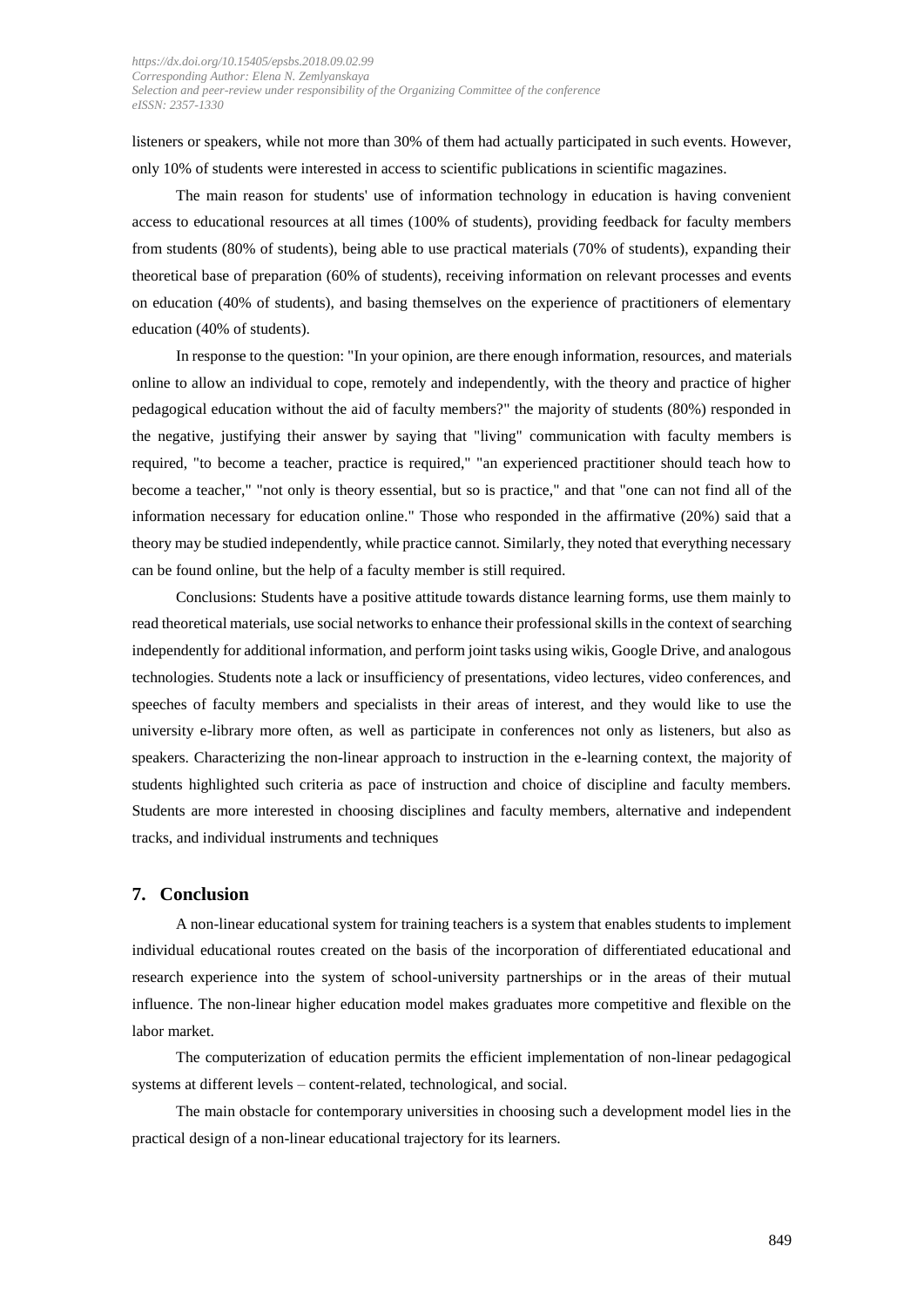listeners or speakers, while not more than 30% of them had actually participated in such events. However, only 10% of students were interested in access to scientific publications in scientific magazines.

The main reason for students' use of information technology in education is having convenient access to educational resources at all times (100% of students), providing feedback for faculty members from students (80% of students), being able to use practical materials (70% of students), expanding their theoretical base of preparation (60% of students), receiving information on relevant processes and events on education (40% of students), and basing themselves on the experience of practitioners of elementary education (40% of students).

In response to the question: "In your opinion, are there enough information, resources, and materials online to allow an individual to cope, remotely and independently, with the theory and practice of higher pedagogical education without the aid of faculty members?" the majority of students (80%) responded in the negative, justifying their answer by saying that "living" communication with faculty members is required, "to become a teacher, practice is required," "an experienced practitioner should teach how to become a teacher," "not only is theory essential, but so is practice," and that "one can not find all of the information necessary for education online." Those who responded in the affirmative (20%) said that a theory may be studied independently, while practice cannot. Similarly, they noted that everything necessary can be found online, but the help of a faculty member is still required.

Conclusions: Students have a positive attitude towards distance learning forms, use them mainly to read theoretical materials, use social networks to enhance their professional skills in the context of searching independently for additional information, and perform joint tasks using wikis, Google Drive, and analogous technologies. Students note a lack or insufficiency of presentations, video lectures, video conferences, and speeches of faculty members and specialists in their areas of interest, and they would like to use the university e-library more often, as well as participate in conferences not only as listeners, but also as speakers. Characterizing the non-linear approach to instruction in the e-learning context, the majority of students highlighted such criteria as pace of instruction and choice of discipline and faculty members. Students are more interested in choosing disciplines and faculty members, alternative and independent tracks, and individual instruments and techniques

## 7. Conclusion

A non-linear educational system for training teachers is a system that enables students to implement individual educational routes created on the basis of the incorporation of differentiated educational and research experience into the system of school-university partnerships or in the areas of their mutual influence. The non-linear higher education model makes graduates more competitive and flexible on the labor market.

The computerization of education permits the efficient implementation of non-linear pedagogical systems at different levels – content-related, technological, and social.

The main obstacle for contemporary universities in choosing such a development model lies in the practical design of a non-linear educational trajectory for its learners.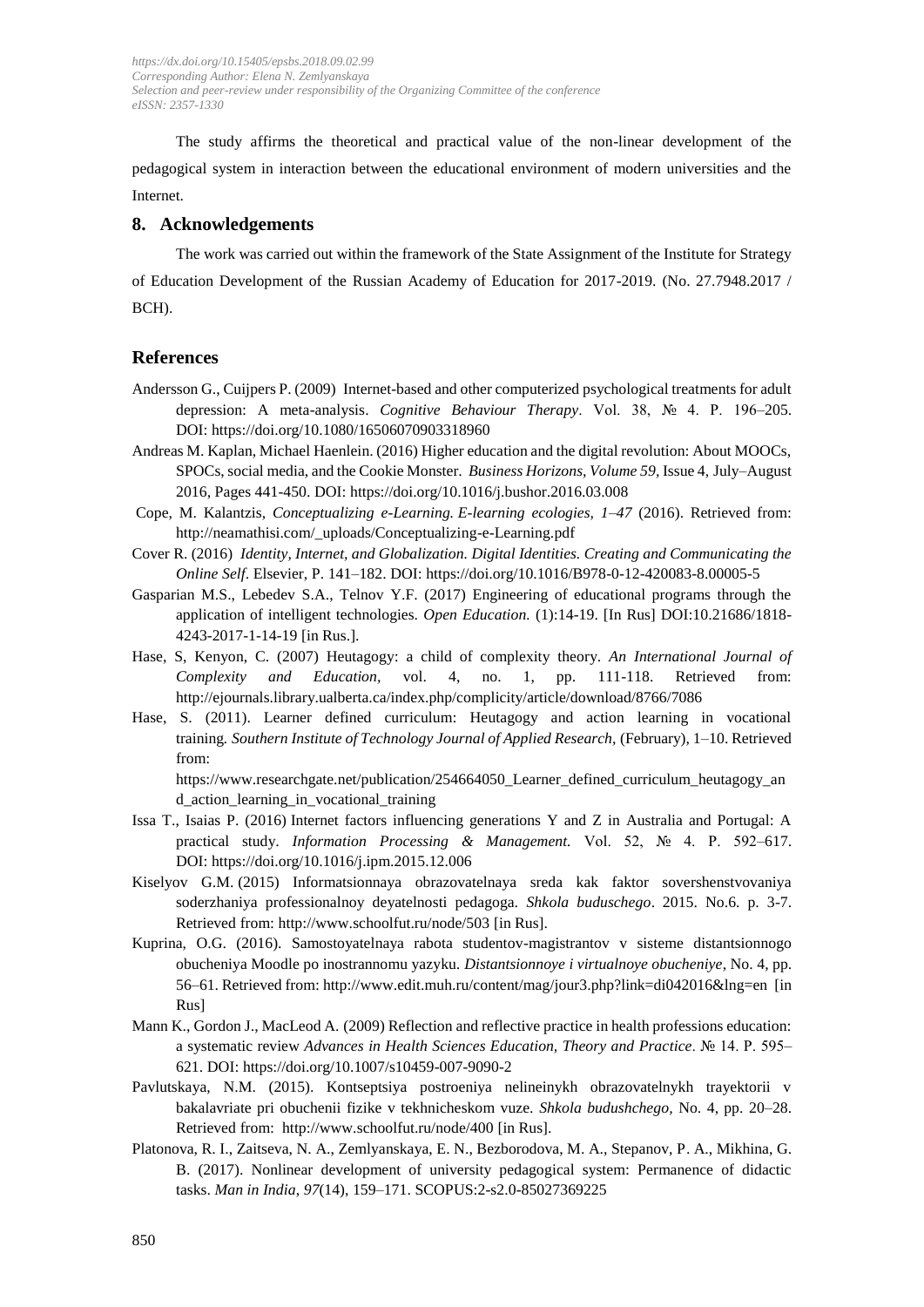The study affirms the theoretical and practical value of the non-linear development of the pedagogical system in interaction between the educational environment of modern universities and the Internet.

## 8. Acknowledgements

The work was carried out within the framework of the State Assignment of the Institute for Strategy of Education Development of the Russian Academy of Education for 2017-2019. (No. 27.7948.2017 / BCH).

## References

Andersson G., Cuijpers P. (2009) Internet-based and other computerized psychological treatments for adult depression: A meta-analysis. *Cognitive Behaviour Therapy*. Vol. 38, № 4. P. 196–205. DOI: https://doi.org/10.1080/16506070903318960

Andreas M. Kaplan, Michael Haenlein. (2016) Higher education and the digital revolution: About MOOCs, SPOCs, social media, and the Cookie Monster. *Business Horizons, Volume 59,* Issue 4, July–August 2016, Pages 441-450. DOI: https://doi.org/10.1016/j.bushor.2016.03.008

Cope, M. Kalantzis, *Conceptualizing e-Learning. E-learning ecologies, 1–47* (2016). Retrieved from: http://neamathisi.com/_uploads/Conceptualizing-e-Learning.pdf

Cover R. (2016) *Identity, Internet, and Globalization. Digital Identities. Creating and Communicating the Online Self*. Elsevier, P. 141–182. DOI: https://doi.org/10.1016/B978-0-12-420083-8.00005-5

Gasparian M.S., Lebedev S.A., Telnov Y.F. (2017) Engineering of educational programs through the application of intelligent technologies. *Open Education.* (1):14-19. [In Rus] DOI:10.21686/1818-4243-2017-1-14-19 [in Rus.].

Hase, S, Kenyon, C. (2007) Heutagogy: a child of complexity theory. *An International Journal of Complexity and Education*, vol. 4, no. 1, pp. 111-118. Retrieved from: http://ejournals.library.ualberta.ca/index.php/complicity/article/download/8766/7086

Hase, S. (2011). Learner defined curriculum: Heutagogy and action learning in vocational training. *Southern Institute of Technology Journal of Applied Research*, (February), 1–10. Retrieved from: https://www.researchgate.net/publication/254664050_Learner_defined_curriculum_heutagogy_and_action_learning_in_vocational_training

Issa T., Isaias P. (2016) Internet factors influencing generations Y and Z in Australia and Portugal: A practical study. *Information Processing & Management*. Vol. 52, № 4. P. 592–617. DOI: https://doi.org/10.1016/j.ipm.2015.12.006

Kiselyov G.M. (2015) Informatsionnaya obrazovatelnaya sreda kak faktor sovershenstvovaniya soderzhaniya professionalnoy deyatelnosti pedagoga. *Shkola buduschego*. 2015. No.6. p. 3-7. Retrieved from: http://www.schoolfut.ru/node/503 [in Rus].

Kuprina, O.G. (2016). Samostoyatelnaya rabota studentov-magistrantov v sisteme distantsionnogo obucheniya Moodle po inostrannomu yazyku. *Distantsionnoye i virtualnoye obucheniye*, No. 4, pp. 56–61. Retrieved from: http://www.edit.muh.ru/content/mag/jour3.php?link=di042016&lng=en [in Rus]

Mann K., Gordon J., MacLeod A. (2009) Reflection and reflective practice in health professions education: a systematic review *Advances in Health Sciences Education, Theory and Practice*. № 14. P. 595–621. DOI: https://doi.org/10.1007/s10459-007-9090-2

Pavlutskaya, N.M. (2015). Kontseptsiya postroeniya nelineinykh obrazovatelnykh trayektorii v bakalavriate pri obuchenii fizike v tekhnicheskom vuze. *Shkola budushchego*, No. 4, pp. 20–28. Retrieved from: http://www.schoolfut.ru/node/400 [in Rus].

Platonova, R. I., Zaitseva, N. A., Zemlyanskaya, E. N., Bezborodova, M. A., Stepanov, P. A., Mikhina, G. B. (2017). Nonlinear development of university pedagogical system: Permanence of didactic tasks. *Man in India*, *97*(14), 159–171. SCOPUS:2-s2.0-85027369225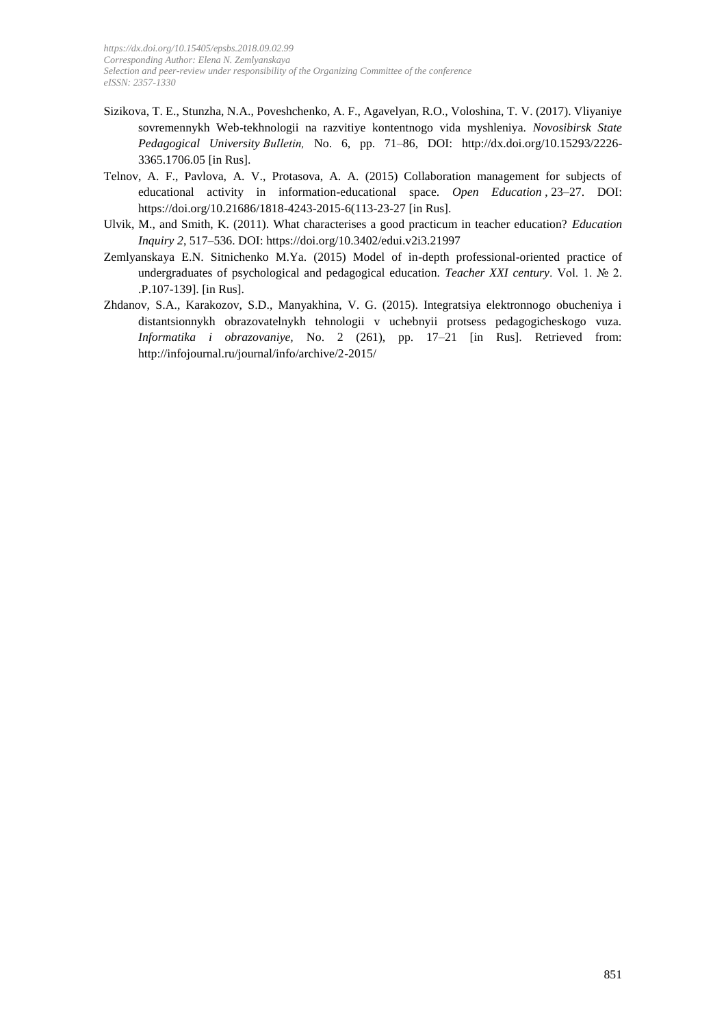Sizikova, T. E., Stunzha, N.A., Poveshchenko, A. F., Agavelyan, R.O., Voloshina, T. V. (2017). Vliyaniye sovremennykh Web-tekhnologii na razvitiye kontentnogo vida myshleniya. *Novosibirsk State Pedagogical University Bulletin,* No. 6, pp. 71–86, DOI: http://dx.doi.org/10.15293/2226-3365.1706.05 [in Rus].

Telnov, A. F., Pavlova, A. V., Protasova, A. A. (2015) Collaboration management for subjects of educational activity in information-educational space. *Open Education*, 23–27. DOI: https://doi.org/10.21686/1818-4243-2015-6(113-23-27 [in Rus].

Ulvik, M., and Smith, K. (2011). What characterises a good practicum in teacher education? *Education Inquiry 2*, 517–536. DOI: https://doi.org/10.3402/edui.v2i3.21997

Zemlyanskaya E.N. Sitnichenko M.Ya. (2015) Model of in-depth professional-oriented practice of undergraduates of psychological and pedagogical education. *Teacher XXI century*. Vol. 1. № 2. .P.107-139]. [in Rus].

Zhdanov, S.A., Karakozov, S.D., Manyakhina, V. G. (2015). Integratsiya elektronnogo obucheniya i distantsionnykh obrazovatelnykh tehnologii v uchebnyii protsess pedagogicheskogo vuza. *Informatika i obrazovaniye,* No. 2 (261), pp. 17–21 [in Rus]. Retrieved from: http://infojournal.ru/journal/info/archive/2-2015/